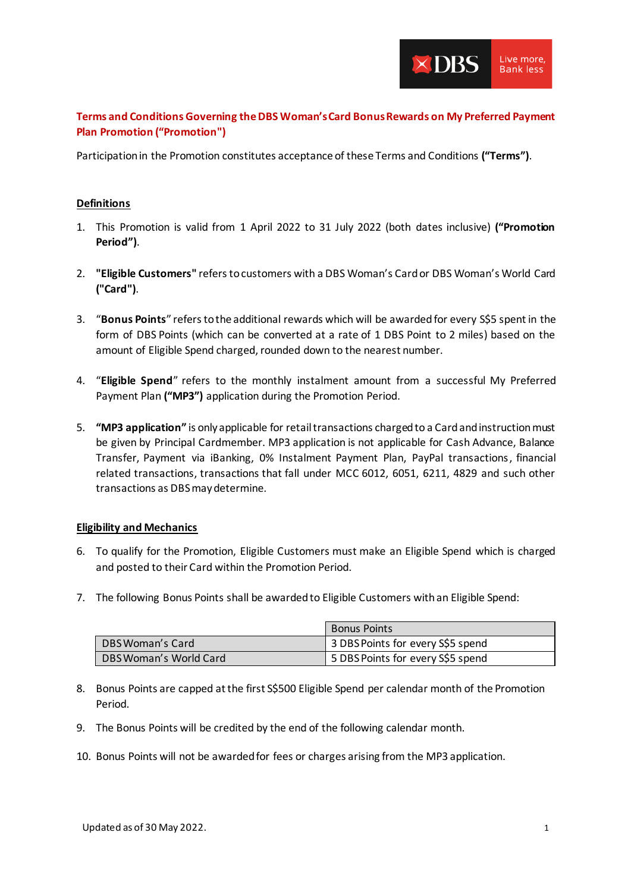# Terms and Conditions Governing the DBS Woman's Card Bonus Rewards on My Preferred Payment Plan Promotion ("Promotion")

Participation in the Promotion constitutes acceptance of these Terms and Conditions **("Terms")**.

## Definitions

1. This Promotion is valid from 1 April 2022 to 31 July 2022 (both dates inclusive) **("Promotion Period")**.

2. **"Eligible Customers"** refers to customers with a DBS Woman's Card or DBS Woman's World Card **("Card")**.

3. "**Bonus Points**" refers to the additional rewards which will be awarded for every S$5 spent in the form of DBS Points (which can be converted at a rate of 1 DBS Point to 2 miles) based on the amount of Eligible Spend charged, rounded down to the nearest number.

4. "**Eligible Spend**" refers to the monthly instalment amount from a successful My Preferred Payment Plan **("MP3")** application during the Promotion Period.

5. **"MP3 application"** is only applicable for retail transactions charged to a Card and instruction must be given by Principal Cardmember. MP3 application is not applicable for Cash Advance, Balance Transfer, Payment via iBanking, 0% Instalment Payment Plan, PayPal transactions, financial related transactions, transactions that fall under MCC 6012, 6051, 6211, 4829 and such other transactions as DBS may determine.

## Eligibility and Mechanics

6. To qualify for the Promotion, Eligible Customers must make an Eligible Spend which is charged and posted to their Card within the Promotion Period.

7. The following Bonus Points shall be awarded to Eligible Customers with an Eligible Spend:

| | Bonus Points |
|---|---|
| DBS Woman's Card | 3 DBS Points for every S$5 spend |
| DBS Woman's World Card | 5 DBS Points for every S$5 spend |

8. Bonus Points are capped at the first S$500 Eligible Spend per calendar month of the Promotion Period.

9. The Bonus Points will be credited by the end of the following calendar month.

10. Bonus Points will not be awarded for fees or charges arising from the MP3 application.

Updated as of 30 May 2022.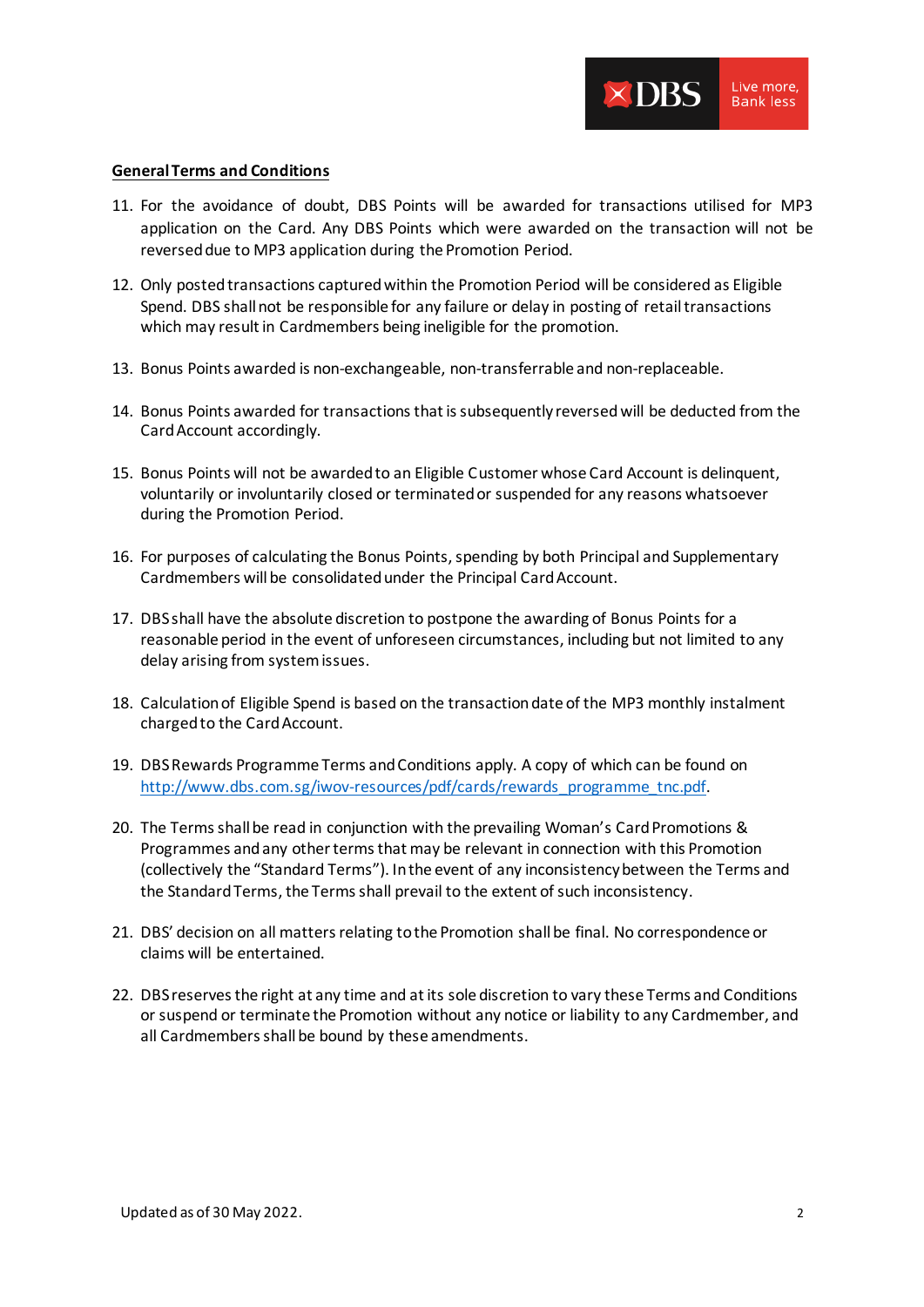**General Terms and Conditions**

11. For the avoidance of doubt, DBS Points will be awarded for transactions utilised for MP3 application on the Card. Any DBS Points which were awarded on the transaction will not be reversed due to MP3 application during the Promotion Period.

12. Only posted transactions captured within the Promotion Period will be considered as Eligible Spend. DBS shall not be responsible for any failure or delay in posting of retail transactions which may result in Cardmembers being ineligible for the promotion.

13. Bonus Points awarded is non-exchangeable, non-transferrable and non-replaceable.

14. Bonus Points awarded for transactions that is subsequently reversed will be deducted from the Card Account accordingly.

15. Bonus Points will not be awarded to an Eligible Customer whose Card Account is delinquent, voluntarily or involuntarily closed or terminated or suspended for any reasons whatsoever during the Promotion Period.

16. For purposes of calculating the Bonus Points, spending by both Principal and Supplementary Cardmembers will be consolidated under the Principal Card Account.

17. DBS shall have the absolute discretion to postpone the awarding of Bonus Points for a reasonable period in the event of unforeseen circumstances, including but not limited to any delay arising from system issues.

18. Calculation of Eligible Spend is based on the transaction date of the MP3 monthly instalment charged to the Card Account.

19. DBS Rewards Programme Terms and Conditions apply. A copy of which can be found on http://www.dbs.com.sg/iwov-resources/pdf/cards/rewards_programme_tnc.pdf.

20. The Terms shall be read in conjunction with the prevailing Woman's Card Promotions & Programmes and any other terms that may be relevant in connection with this Promotion (collectively the "Standard Terms"). In the event of any inconsistency between the Terms and the Standard Terms, the Terms shall prevail to the extent of such inconsistency.

21. DBS' decision on all matters relating to the Promotion shall be final. No correspondence or claims will be entertained.

22. DBS reserves the right at any time and at its sole discretion to vary these Terms and Conditions or suspend or terminate the Promotion without any notice or liability to any Cardmember, and all Cardmembers shall be bound by these amendments.

Updated as of 30 May 2022.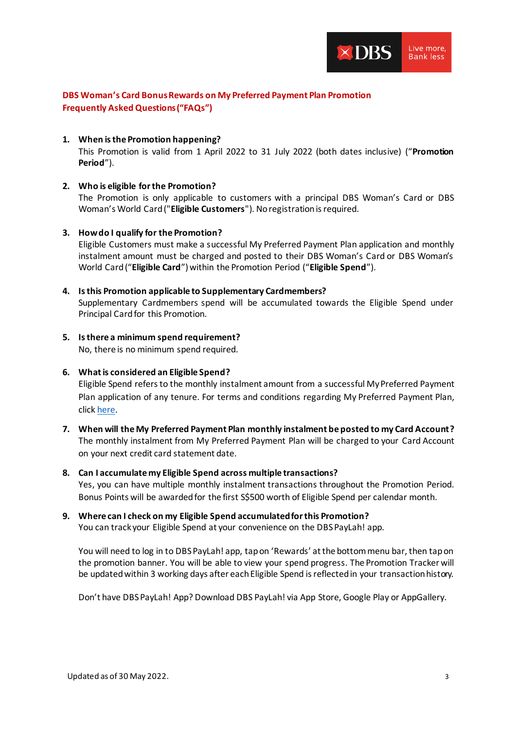## DBS Woman's Card Bonus Rewards on My Preferred Payment Plan Promotion
## Frequently Asked Questions ("FAQs")

1. **When is the Promotion happening?**
   This Promotion is valid from 1 April 2022 to 31 July 2022 (both dates inclusive) ("**Promotion Period**").

2. **Who is eligible for the Promotion?**
   The Promotion is only applicable to customers with a principal DBS Woman's Card or DBS Woman's World Card ("**Eligible Customers**"). No registration is required.

3. **How do I qualify for the Promotion?**
   Eligible Customers must make a successful My Preferred Payment Plan application and monthly instalment amount must be charged and posted to their DBS Woman's Card or DBS Woman's World Card ("**Eligible Card**") within the Promotion Period ("**Eligible Spend**").

4. **Is this Promotion applicable to Supplementary Cardmembers?**
   Supplementary Cardmembers spend will be accumulated towards the Eligible Spend under Principal Card for this Promotion.

5. **Is there a minimum spend requirement?**
   No, there is no minimum spend required.

6. **What is considered an Eligible Spend?**
   Eligible Spend refers to the monthly instalment amount from a successful My Preferred Payment Plan application of any tenure. For terms and conditions regarding My Preferred Payment Plan, click here.

7. **When will the My Preferred Payment Plan monthly instalment be posted to my Card Account?**
   The monthly instalment from My Preferred Payment Plan will be charged to your Card Account on your next credit card statement date.

8. **Can I accumulate my Eligible Spend across multiple transactions?**
   Yes, you can have multiple monthly instalment transactions throughout the Promotion Period. Bonus Points will be awarded for the first S$500 worth of Eligible Spend per calendar month.

9. **Where can I check on my Eligible Spend accumulated for this Promotion?**
   You can track your Eligible Spend at your convenience on the DBS PayLah! app.

   You will need to log in to DBS PayLah! app, tap on 'Rewards' at the bottom menu bar, then tap on the promotion banner. You will be able to view your spend progress. The Promotion Tracker will be updated within 3 working days after each Eligible Spend is reflected in your transaction history.

   Don't have DBS PayLah! App? Download DBS PayLah! via App Store, Google Play or AppGallery.

Updated as of 30 May 2022.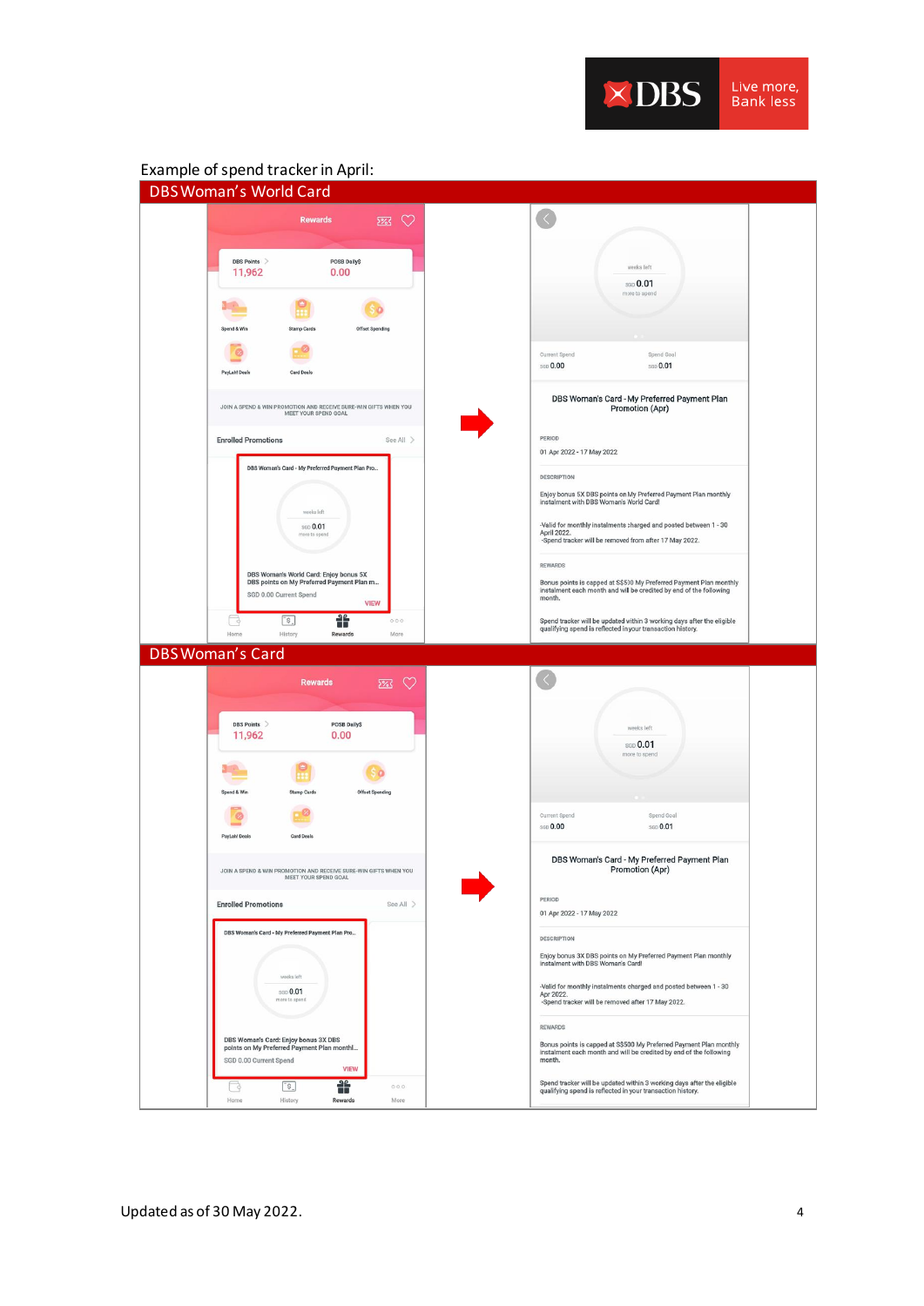Example of spend tracker in April:

## DBS Woman's World Card

Rewards

DBS Points 11,962 | POSB Daily$ 0.00

Spend & Win | Stamp Cards | Offset Spending | PayLah! Deals | Card Deals

JOIN A SPEND & WIN PROMOTION AND RECEIVE SURE-WIN GIFTS WHEN YOU MEET YOUR SPEND GOAL

Enrolled Promotions — See All

DBS Woman's Card - My Preferred Payment Plan Pro...

weeks left
SGD 0.01
more to spend

DBS Woman's World Card: Enjoy bonus 5X DBS points on My Preferred Payment Plan m...
SGD 0.00 Current Spend
VIEW

Home | History | Rewards | More

→

weeks left
SGD 0.01
more to spend

Current Spend SGD 0.00 | Spend Goal SGD 0.01

DBS Woman's Card - My Preferred Payment Plan Promotion (Apr)

PERIOD

01 Apr 2022 - 17 May 2022

DESCRIPTION

Enjoy bonus 5X DBS points on My Preferred Payment Plan monthly instalment with DBS Woman's World Card!

-Valid for monthly instalments charged and posted between 1 - 30 April 2022.
-Spend tracker will be removed from after 17 May 2022.

REWARDS

Bonus points is capped at S$500 My Preferred Payment Plan monthly instalment each month and will be credited by end of the following month.

Spend tracker will be updated within 3 working days after the eligible qualifying spend is reflected in your transaction history.

## DBS Woman's Card

Rewards

DBS Points 11,962 | POSB Daily$ 0.00

Spend & Win | Stamp Cards | Offset Spending | PayLah! Deals | Card Deals

JOIN A SPEND & WIN PROMOTION AND RECEIVE SURE-WIN GIFTS WHEN YOU MEET YOUR SPEND GOAL

Enrolled Promotions — See All

DBS Woman's Card - My Preferred Payment Plan Pro...

weeks left
SGD 0.01
more to spend

DBS Woman's Card: Enjoy bonus 3X DBS points on My Preferred Payment Plan monthl...
SGD 0.00 Current Spend
VIEW

Home | History | Rewards | More

→

weeks left
SGD 0.01
more to spend

Current Spend SGD 0.00 | Spend Goal SGD 0.01

DBS Woman's Card - My Preferred Payment Plan Promotion (Apr)

PERIOD

01 Apr 2022 - 17 May 2022

DESCRIPTION

Enjoy bonus 3X DBS points on My Preferred Payment Plan monthly instalment with DBS Woman's Card!

-Valid for monthly instalments charged and posted between 1 - 30 Apr 2022.
-Spend tracker will be removed after 17 May 2022.

REWARDS

Bonus points is capped at S$500 My Preferred Payment Plan monthly instalment each month and will be credited by end of the following month.

Spend tracker will be updated within 3 working days after the eligible qualifying spend is reflected in your transaction history.

Updated as of 30 May 2022.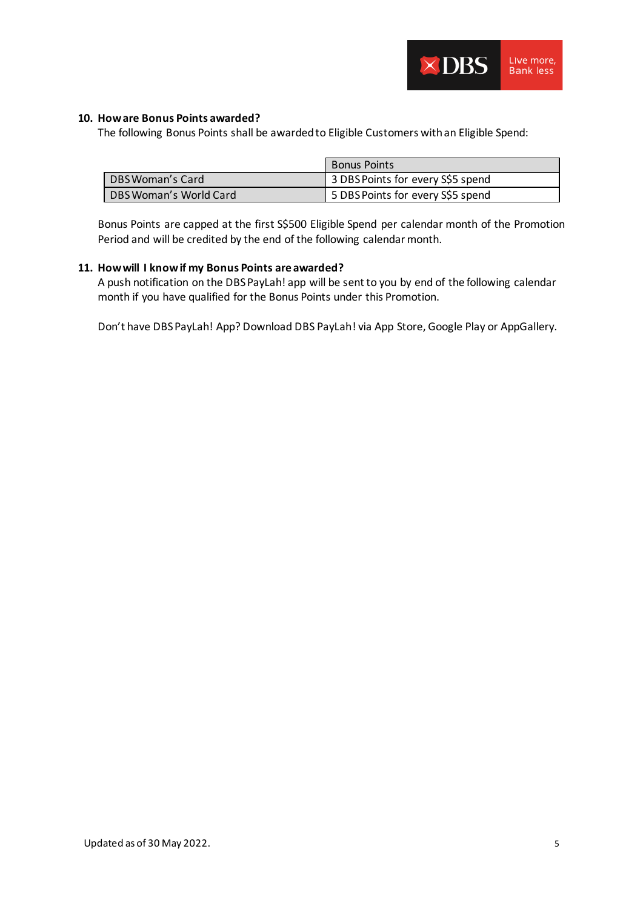**10. How are Bonus Points awarded?**

The following Bonus Points shall be awarded to Eligible Customers with an Eligible Spend:

| | Bonus Points |
|---|---|
| DBS Woman's Card | 3 DBS Points for every S$5 spend |
| DBS Woman's World Card | 5 DBS Points for every S$5 spend |

Bonus Points are capped at the first S$500 Eligible Spend per calendar month of the Promotion Period and will be credited by the end of the following calendar month.

**11. How will I know if my Bonus Points are awarded?**

A push notification on the DBS PayLah! app will be sent to you by end of the following calendar month if you have qualified for the Bonus Points under this Promotion.

Don't have DBS PayLah! App? Download DBS PayLah! via App Store, Google Play or AppGallery.

Updated as of 30 May 2022.